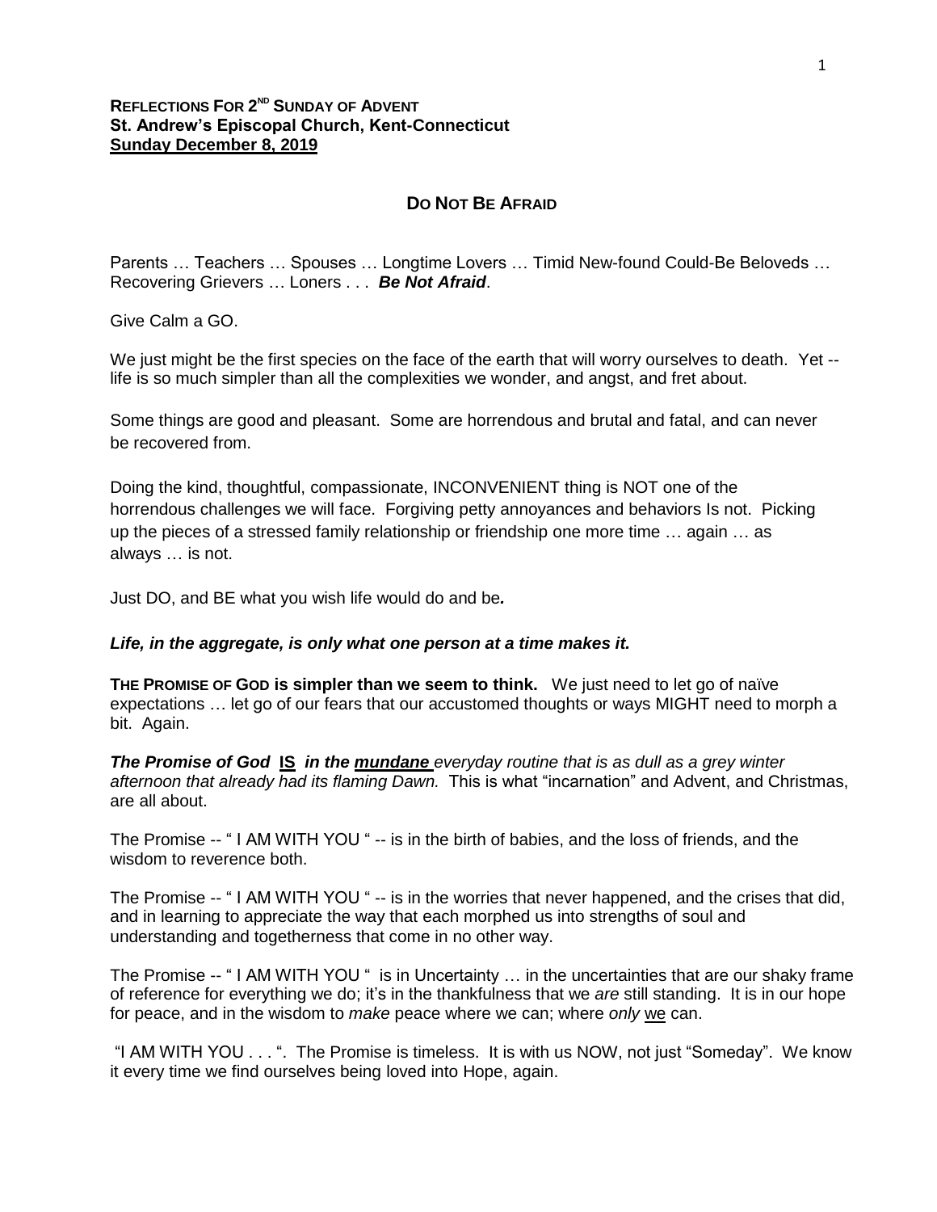**REFLECTIONS FOR 2ND SUNDAY OF ADVENT**
**St. Andrew's Episcopal Church, Kent-Connecticut**
**Sunday December 8, 2019**

## DO NOT BE AFRAID

Parents … Teachers … Spouses … Longtime Lovers … Timid New-found Could-Be Beloveds … Recovering Grievers … Loners . . . ***Be Not Afraid***.

Give Calm a GO.

We just might be the first species on the face of the earth that will worry ourselves to death. Yet -- life is so much simpler than all the complexities we wonder, and angst, and fret about.

Some things are good and pleasant. Some are horrendous and brutal and fatal, and can never be recovered from.

Doing the kind, thoughtful, compassionate, INCONVENIENT thing is NOT one of the horrendous challenges we will face. Forgiving petty annoyances and behaviors Is not. Picking up the pieces of a stressed family relationship or friendship one more time … again … as always … is not.

Just DO, and BE what you wish life would do and be***.***

***Life, in the aggregate, is only what one person at a time makes it.***

**THE PROMISE OF GOD is simpler than we seem to think.** We just need to let go of naïve expectations … let go of our fears that our accustomed thoughts or ways MIGHT need to morph a bit. Again.

***The Promise of God IS in the mundane** everyday routine that is as dull as a grey winter afternoon that already had its flaming Dawn.* This is what "incarnation" and Advent, and Christmas, are all about.

The Promise -- " I AM WITH YOU " -- is in the birth of babies, and the loss of friends, and the wisdom to reverence both.

The Promise -- " I AM WITH YOU " -- is in the worries that never happened, and the crises that did, and in learning to appreciate the way that each morphed us into strengths of soul and understanding and togetherness that come in no other way.

The Promise -- " I AM WITH YOU " is in Uncertainty … in the uncertainties that are our shaky frame of reference for everything we do; it's in the thankfulness that we *are* still standing. It is in our hope for peace, and in the wisdom to *make* peace where we can; where *only* we can.

"I AM WITH YOU . . . ". The Promise is timeless. It is with us NOW, not just "Someday". We know it every time we find ourselves being loved into Hope, again.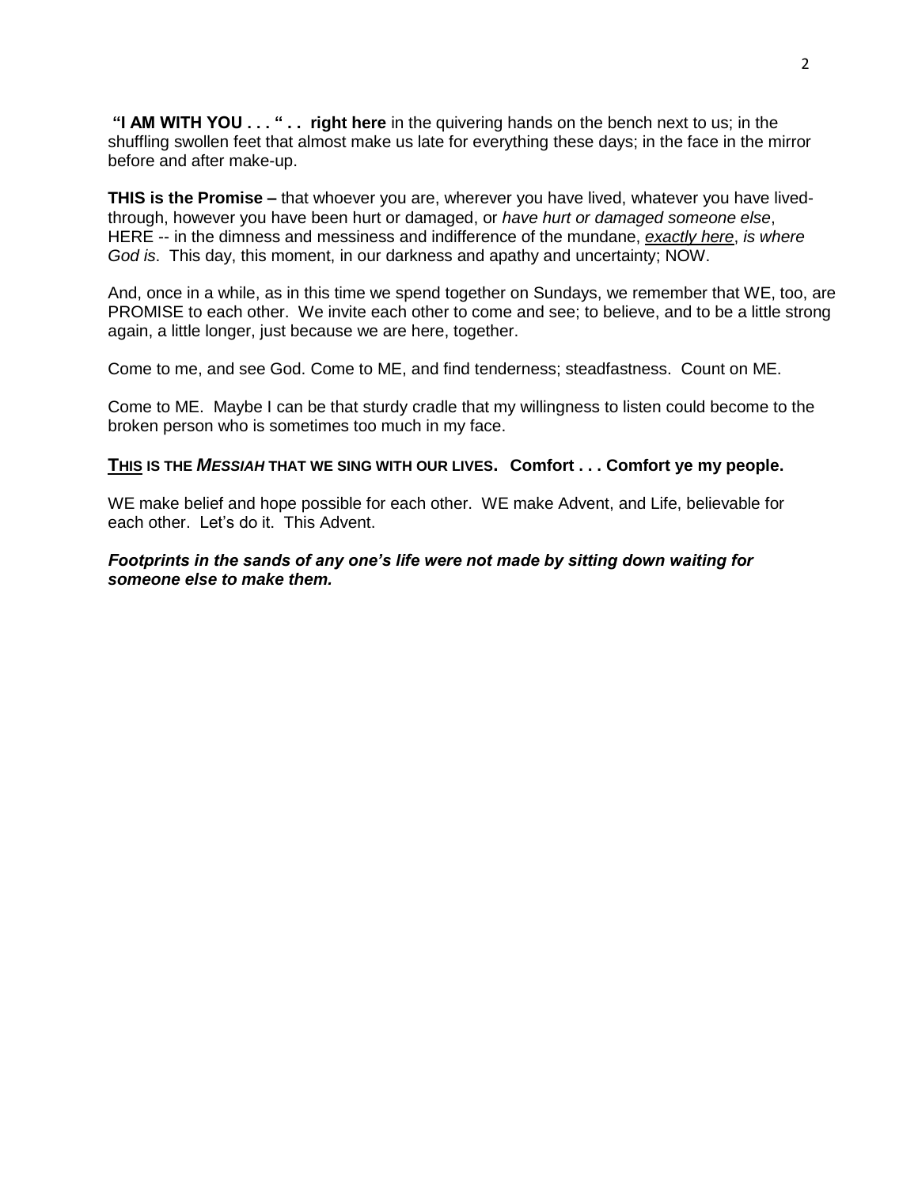**"I AM WITH YOU . . . " . .  right here** in the quivering hands on the bench next to us; in the shuffling swollen feet that almost make us late for everything these days; in the face in the mirror before and after make-up.

**THIS is the Promise –** that whoever you are, wherever you have lived, whatever you have lived-through, however you have been hurt or damaged, or *have hurt or damaged someone else*, HERE -- in the dimness and messiness and indifference of the mundane, *exactly here*, *is where God is*. This day, this moment, in our darkness and apathy and uncertainty; NOW.

And, once in a while, as in this time we spend together on Sundays, we remember that WE, too, are PROMISE to each other. We invite each other to come and see; to believe, and to be a little strong again, a little longer, just because we are here, together.

Come to me, and see God. Come to ME, and find tenderness; steadfastness. Count on ME.

Come to ME. Maybe I can be that sturdy cradle that my willingness to listen could become to the broken person who is sometimes too much in my face.

**THIS IS THE *MESSIAH* THAT WE SING WITH OUR LIVES. Comfort . . . Comfort ye my people.**

WE make belief and hope possible for each other. WE make Advent, and Life, believable for each other. Let's do it. This Advent.

***Footprints in the sands of any one's life were not made by sitting down waiting for someone else to make them.***